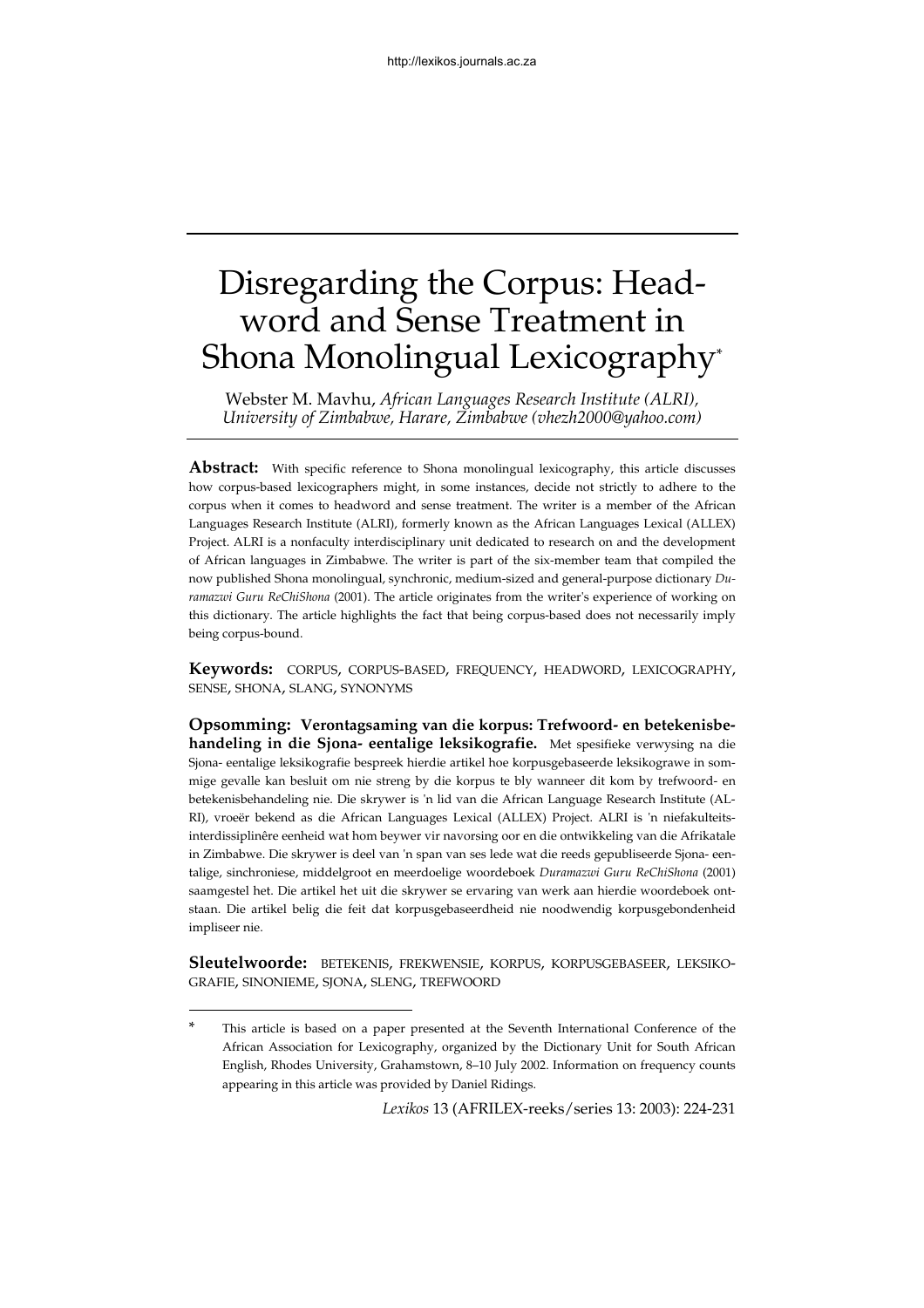# Disregarding the Corpus: Headword and Sense Treatment in Shona Monolingual Lexicography*

Webster M. Mavhu, *African Languages Research Institute (ALRI), University of Zimbabwe, Harare, Zimbabwe (vhezh2000@yahoo.com)*

**Abstract:** With specific reference to Shona monolingual lexicography, this article discusses how corpus-based lexicographers might, in some instances, decide not strictly to adhere to the corpus when it comes to headword and sense treatment. The writer is a member of the African Languages Research Institute (ALRI), formerly known as the African Languages Lexical (ALLEX) Project. ALRI is a nonfaculty interdisciplinary unit dedicated to research on and the development of African languages in Zimbabwe. The writer is part of the six-member team that compiled the now published Shona monolingual, synchronic, medium-sized and general-purpose dictionary *Duramazwi Guru ReChiShona* (2001). The article originates from the writer's experience of working on this dictionary. The article highlights the fact that being corpus-based does not necessarily imply being corpus-bound.

**Keywords:** CORPUS, CORPUS-BASED, FREQUENCY, HEADWORD, LEXICOGRAPHY, SENSE, SHONA, SLANG, SYNONYMS

**Opsomming: Verontagsaming van die korpus: Trefwoord- en betekenisbehandeling in die Sjona- eentalige leksikografie.** Met spesifieke verwysing na die Sjona- eentalige leksikografie bespreek hierdie artikel hoe korpusgebaseerde leksikograwe in sommige gevalle kan besluit om nie streng by die korpus te bly wanneer dit kom by trefwoord- en betekenisbehandeling nie. Die skrywer is 'n lid van die African Language Research Institute (ALRI), vroeër bekend as die African Languages Lexical (ALLEX) Project. ALRI is 'n niefakulteits-interdissiplinêre eenheid wat hom beywer vir navorsing oor en die ontwikkeling van die Afrikatale in Zimbabwe. Die skrywer is deel van 'n span van ses lede wat die reeds gepubliseerde Sjona- eentalige, sinchroniese, middelgroot en meerdoelige woordeboek *Duramazwi Guru ReChiShona* (2001) saamgestel het. Die artikel het uit die skrywer se ervaring van werk aan hierdie woordeboek ontstaan. Die artikel belig die feit dat korpusgebaseerdheid nie noodwendig korpusgebondenheid impliseer nie.

**Sleutelwoorde:** BETEKENIS, FREKWENSIE, KORPUS, KORPUSGEBASEER, LEKSIKOGRAFIE, SINONIEME, SJONA, SLENG, TREFWOORD

---

\* This article is based on a paper presented at the Seventh International Conference of the African Association for Lexicography, organized by the Dictionary Unit for South African English, Rhodes University, Grahamstown, 8–10 July 2002. Information on frequency counts appearing in this article was provided by Daniel Ridings.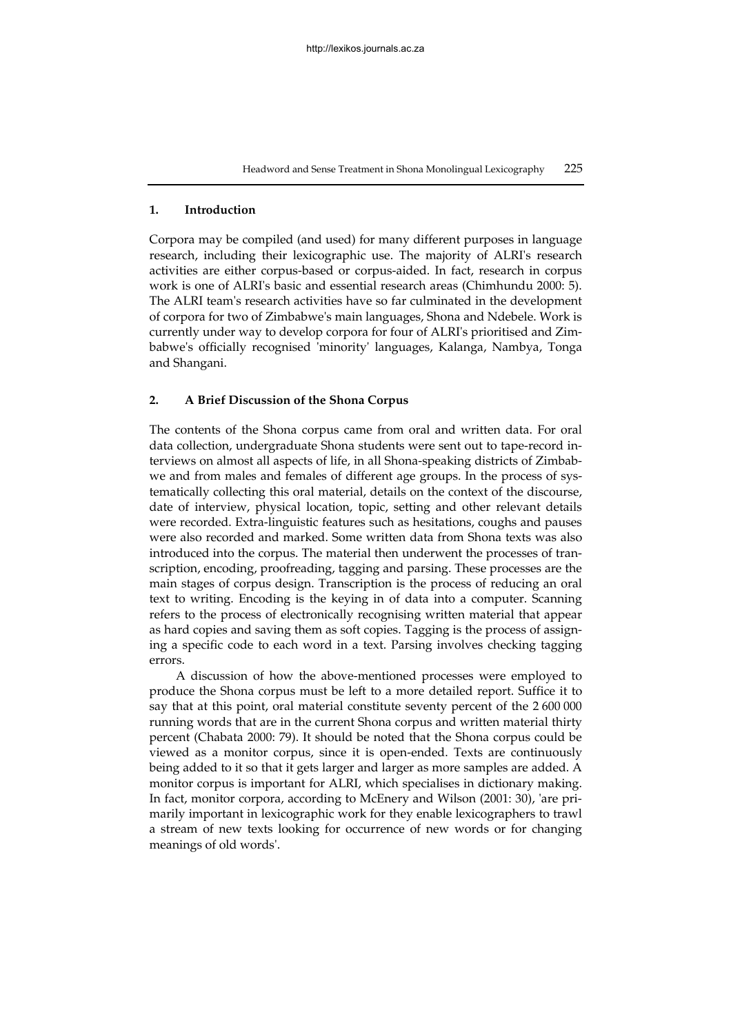## 1. Introduction

Corpora may be compiled (and used) for many different purposes in language research, including their lexicographic use. The majority of ALRI's research activities are either corpus-based or corpus-aided. In fact, research in corpus work is one of ALRI's basic and essential research areas (Chimhundu 2000: 5). The ALRI team's research activities have so far culminated in the development of corpora for two of Zimbabwe's main languages, Shona and Ndebele. Work is currently under way to develop corpora for four of ALRI's prioritised and Zimbabwe's officially recognised 'minority' languages, Kalanga, Nambya, Tonga and Shangani.

## 2. A Brief Discussion of the Shona Corpus

The contents of the Shona corpus came from oral and written data. For oral data collection, undergraduate Shona students were sent out to tape-record interviews on almost all aspects of life, in all Shona-speaking districts of Zimbabwe and from males and females of different age groups. In the process of systematically collecting this oral material, details on the context of the discourse, date of interview, physical location, topic, setting and other relevant details were recorded. Extra-linguistic features such as hesitations, coughs and pauses were also recorded and marked. Some written data from Shona texts was also introduced into the corpus. The material then underwent the processes of transcription, encoding, proofreading, tagging and parsing. These processes are the main stages of corpus design. Transcription is the process of reducing an oral text to writing. Encoding is the keying in of data into a computer. Scanning refers to the process of electronically recognising written material that appear as hard copies and saving them as soft copies. Tagging is the process of assigning a specific code to each word in a text. Parsing involves checking tagging errors.

A discussion of how the above-mentioned processes were employed to produce the Shona corpus must be left to a more detailed report. Suffice it to say that at this point, oral material constitute seventy percent of the 2 600 000 running words that are in the current Shona corpus and written material thirty percent (Chabata 2000: 79). It should be noted that the Shona corpus could be viewed as a monitor corpus, since it is open-ended. Texts are continuously being added to it so that it gets larger and larger as more samples are added. A monitor corpus is important for ALRI, which specialises in dictionary making. In fact, monitor corpora, according to McEnery and Wilson (2001: 30), 'are primarily important in lexicographic work for they enable lexicographers to trawl a stream of new texts looking for occurrence of new words or for changing meanings of old words'.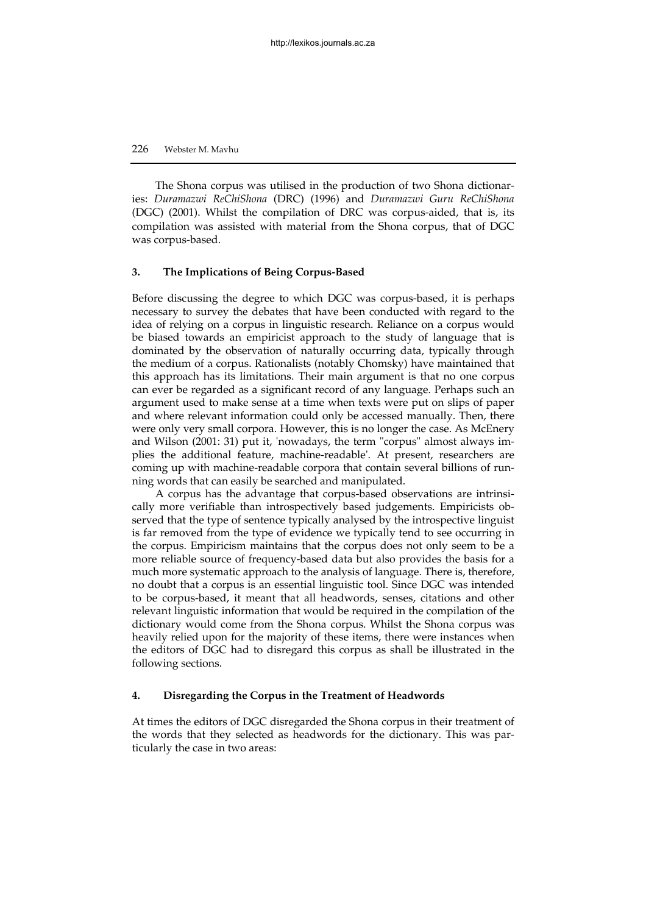The Shona corpus was utilised in the production of two Shona dictionaries: *Duramazwi ReChiShona* (DRC) (1996) and *Duramazwi Guru ReChiShona* (DGC) (2001). Whilst the compilation of DRC was corpus-aided, that is, its compilation was assisted with material from the Shona corpus, that of DGC was corpus-based.

## 3. The Implications of Being Corpus-Based

Before discussing the degree to which DGC was corpus-based, it is perhaps necessary to survey the debates that have been conducted with regard to the idea of relying on a corpus in linguistic research. Reliance on a corpus would be biased towards an empiricist approach to the study of language that is dominated by the observation of naturally occurring data, typically through the medium of a corpus. Rationalists (notably Chomsky) have maintained that this approach has its limitations. Their main argument is that no one corpus can ever be regarded as a significant record of any language. Perhaps such an argument used to make sense at a time when texts were put on slips of paper and where relevant information could only be accessed manually. Then, there were only very small corpora. However, this is no longer the case. As McEnery and Wilson (2001: 31) put it, 'nowadays, the term "corpus" almost always implies the additional feature, machine-readable'. At present, researchers are coming up with machine-readable corpora that contain several billions of running words that can easily be searched and manipulated.

A corpus has the advantage that corpus-based observations are intrinsically more verifiable than introspectively based judgements. Empiricists observed that the type of sentence typically analysed by the introspective linguist is far removed from the type of evidence we typically tend to see occurring in the corpus. Empiricism maintains that the corpus does not only seem to be a more reliable source of frequency-based data but also provides the basis for a much more systematic approach to the analysis of language. There is, therefore, no doubt that a corpus is an essential linguistic tool. Since DGC was intended to be corpus-based, it meant that all headwords, senses, citations and other relevant linguistic information that would be required in the compilation of the dictionary would come from the Shona corpus. Whilst the Shona corpus was heavily relied upon for the majority of these items, there were instances when the editors of DGC had to disregard this corpus as shall be illustrated in the following sections.

## 4. Disregarding the Corpus in the Treatment of Headwords

At times the editors of DGC disregarded the Shona corpus in their treatment of the words that they selected as headwords for the dictionary. This was particularly the case in two areas: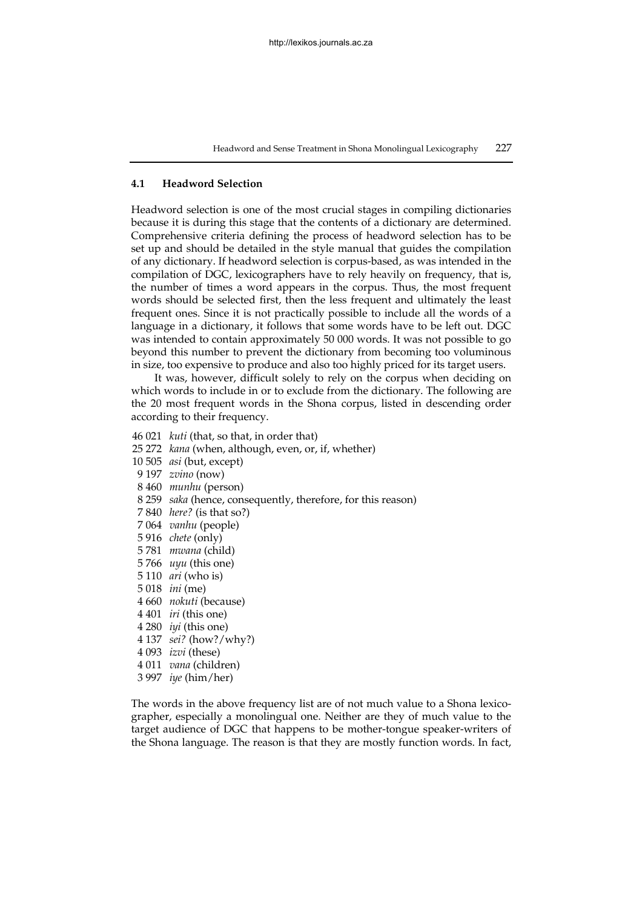### 4.1 Headword Selection

Headword selection is one of the most crucial stages in compiling dictionaries because it is during this stage that the contents of a dictionary are determined. Comprehensive criteria defining the process of headword selection has to be set up and should be detailed in the style manual that guides the compilation of any dictionary. If headword selection is corpus-based, as was intended in the compilation of DGC, lexicographers have to rely heavily on frequency, that is, the number of times a word appears in the corpus. Thus, the most frequent words should be selected first, then the less frequent and ultimately the least frequent ones. Since it is not practically possible to include all the words of a language in a dictionary, it follows that some words have to be left out. DGC was intended to contain approximately 50 000 words. It was not possible to go beyond this number to prevent the dictionary from becoming too voluminous in size, too expensive to produce and also too highly priced for its target users.

It was, however, difficult solely to rely on the corpus when deciding on which words to include in or to exclude from the dictionary. The following are the 20 most frequent words in the Shona corpus, listed in descending order according to their frequency.

46 021 *kuti* (that, so that, in order that)
25 272 *kana* (when, although, even, or, if, whether)
10 505 *asi* (but, except)
9 197 *zvino* (now)
8 460 *munhu* (person)
8 259 *saka* (hence, consequently, therefore, for this reason)
7 840 *here?* (is that so?)
7 064 *vanhu* (people)
5 916 *chete* (only)
5 781 *mwana* (child)
5 766 *uyu* (this one)
5 110 *ari* (who is)
5 018 *ini* (me)
4 660 *nokuti* (because)
4 401 *iri* (this one)
4 280 *iyi* (this one)
4 137 *sei?* (how?/why?)
4 093 *izvi* (these)
4 011 *vana* (children)
3 997 *iye* (him/her)

The words in the above frequency list are of not much value to a Shona lexicographer, especially a monolingual one. Neither are they of much value to the target audience of DGC that happens to be mother-tongue speaker-writers of the Shona language. The reason is that they are mostly function words. In fact,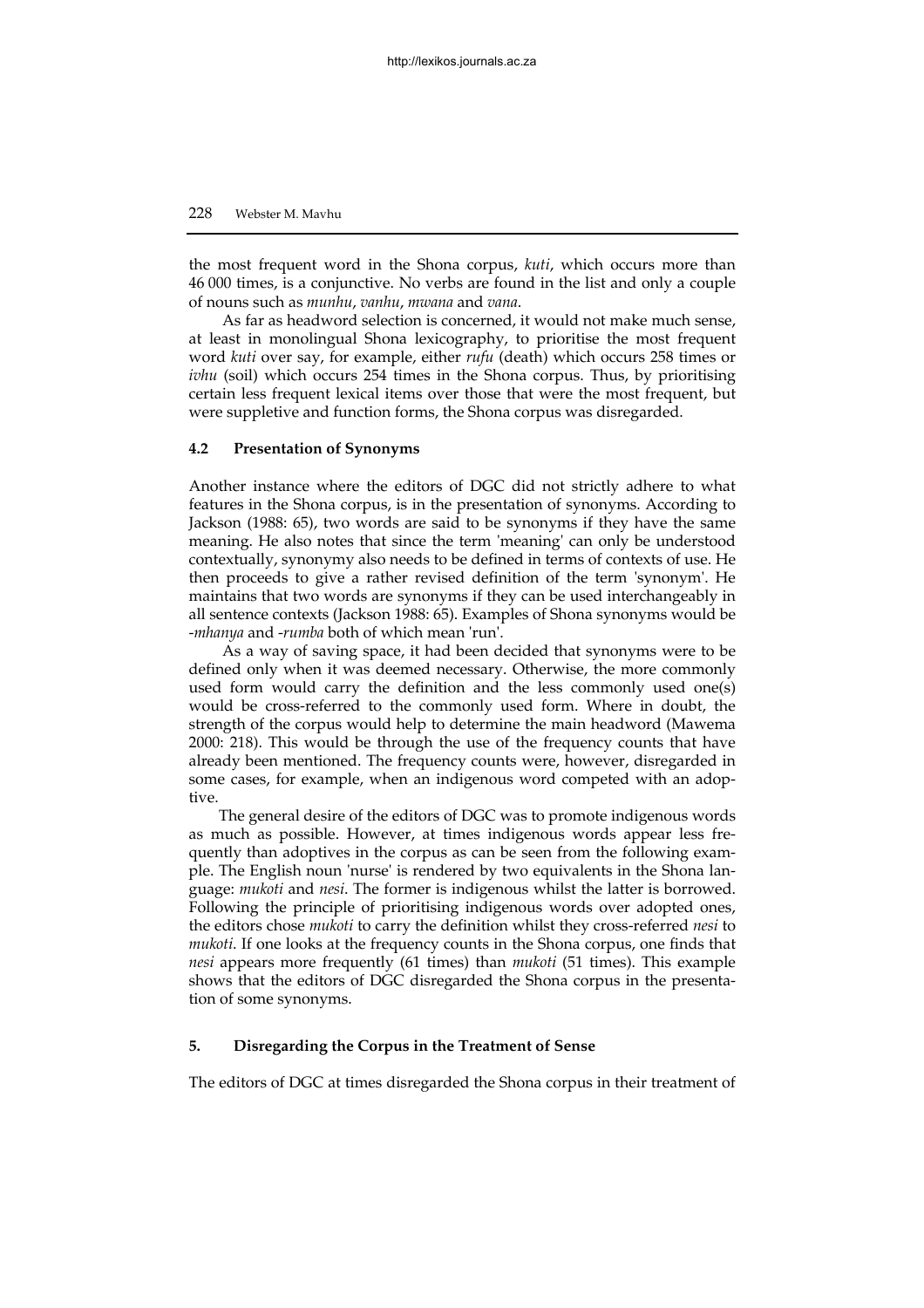the most frequent word in the Shona corpus, *kuti*, which occurs more than 46 000 times, is a conjunctive. No verbs are found in the list and only a couple of nouns such as *munhu*, *vanhu*, *mwana* and *vana*.

As far as headword selection is concerned, it would not make much sense, at least in monolingual Shona lexicography, to prioritise the most frequent word *kuti* over say, for example, either *rufu* (death) which occurs 258 times or *ivhu* (soil) which occurs 254 times in the Shona corpus. Thus, by prioritising certain less frequent lexical items over those that were the most frequent, but were suppletive and function forms, the Shona corpus was disregarded.

### 4.2 Presentation of Synonyms

Another instance where the editors of DGC did not strictly adhere to what features in the Shona corpus, is in the presentation of synonyms. According to Jackson (1988: 65), two words are said to be synonyms if they have the same meaning. He also notes that since the term 'meaning' can only be understood contextually, synonymy also needs to be defined in terms of contexts of use. He then proceeds to give a rather revised definition of the term 'synonym'. He maintains that two words are synonyms if they can be used interchangeably in all sentence contexts (Jackson 1988: 65). Examples of Shona synonyms would be *-mhanya* and *-rumba* both of which mean 'run'.

As a way of saving space, it had been decided that synonyms were to be defined only when it was deemed necessary. Otherwise, the more commonly used form would carry the definition and the less commonly used one(s) would be cross-referred to the commonly used form. Where in doubt, the strength of the corpus would help to determine the main headword (Mawema 2000: 218). This would be through the use of the frequency counts that have already been mentioned. The frequency counts were, however, disregarded in some cases, for example, when an indigenous word competed with an adoptive.

The general desire of the editors of DGC was to promote indigenous words as much as possible. However, at times indigenous words appear less frequently than adoptives in the corpus as can be seen from the following example. The English noun 'nurse' is rendered by two equivalents in the Shona language: *mukoti* and *nesi*. The former is indigenous whilst the latter is borrowed. Following the principle of prioritising indigenous words over adopted ones, the editors chose *mukoti* to carry the definition whilst they cross-referred *nesi* to *mukoti*. If one looks at the frequency counts in the Shona corpus, one finds that *nesi* appears more frequently (61 times) than *mukoti* (51 times). This example shows that the editors of DGC disregarded the Shona corpus in the presentation of some synonyms.

## 5. Disregarding the Corpus in the Treatment of Sense

The editors of DGC at times disregarded the Shona corpus in their treatment of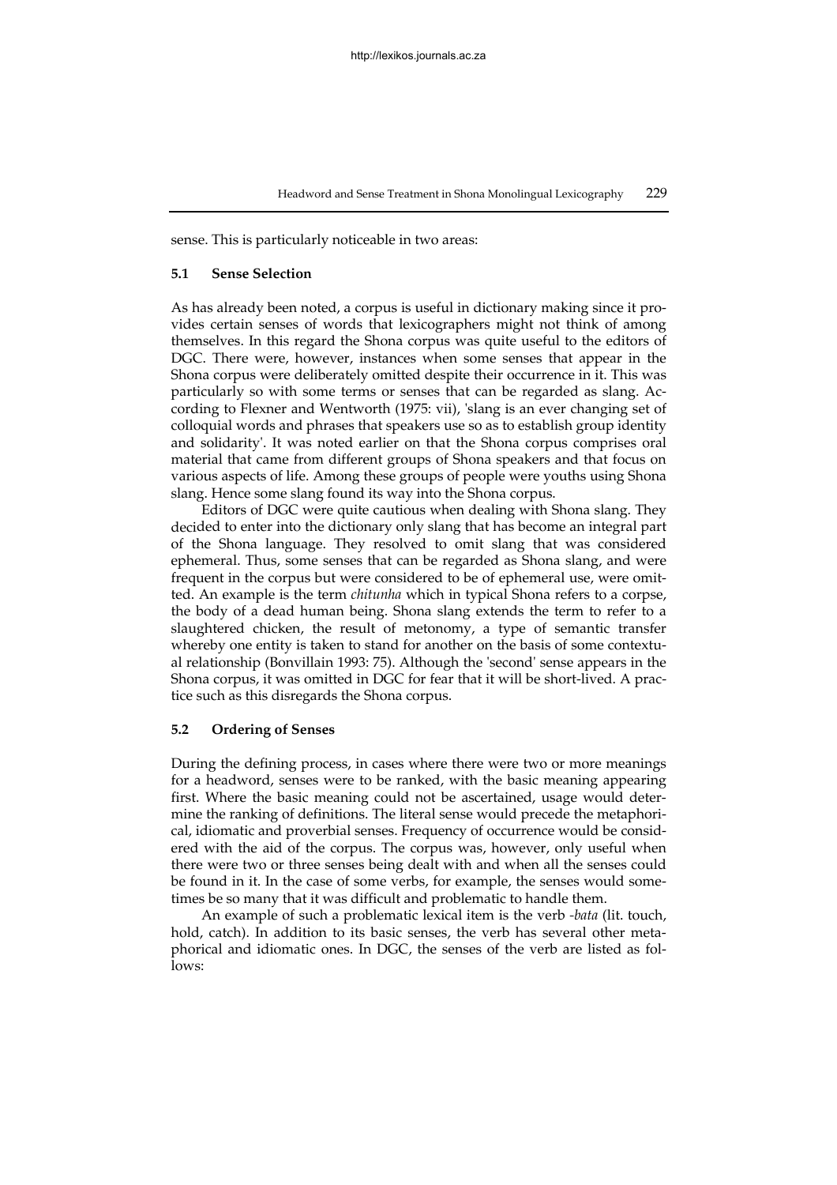sense. This is particularly noticeable in two areas:

### 5.1 Sense Selection

As has already been noted, a corpus is useful in dictionary making since it provides certain senses of words that lexicographers might not think of among themselves. In this regard the Shona corpus was quite useful to the editors of DGC. There were, however, instances when some senses that appear in the Shona corpus were deliberately omitted despite their occurrence in it. This was particularly so with some terms or senses that can be regarded as slang. According to Flexner and Wentworth (1975: vii), 'slang is an ever changing set of colloquial words and phrases that speakers use so as to establish group identity and solidarity'. It was noted earlier on that the Shona corpus comprises oral material that came from different groups of Shona speakers and that focus on various aspects of life. Among these groups of people were youths using Shona slang. Hence some slang found its way into the Shona corpus.

Editors of DGC were quite cautious when dealing with Shona slang. They decided to enter into the dictionary only slang that has become an integral part of the Shona language. They resolved to omit slang that was considered ephemeral. Thus, some senses that can be regarded as Shona slang, and were frequent in the corpus but were considered to be of ephemeral use, were omitted. An example is the term *chitunha* which in typical Shona refers to a corpse, the body of a dead human being. Shona slang extends the term to refer to a slaughtered chicken, the result of metonomy, a type of semantic transfer whereby one entity is taken to stand for another on the basis of some contextual relationship (Bonvillain 1993: 75). Although the 'second' sense appears in the Shona corpus, it was omitted in DGC for fear that it will be short-lived. A practice such as this disregards the Shona corpus.

### 5.2 Ordering of Senses

During the defining process, in cases where there were two or more meanings for a headword, senses were to be ranked, with the basic meaning appearing first. Where the basic meaning could not be ascertained, usage would determine the ranking of definitions. The literal sense would precede the metaphorical, idiomatic and proverbial senses. Frequency of occurrence would be considered with the aid of the corpus. The corpus was, however, only useful when there were two or three senses being dealt with and when all the senses could be found in it. In the case of some verbs, for example, the senses would sometimes be so many that it was difficult and problematic to handle them.

An example of such a problematic lexical item is the verb *-bata* (lit. touch, hold, catch). In addition to its basic senses, the verb has several other metaphorical and idiomatic ones. In DGC, the senses of the verb are listed as follows: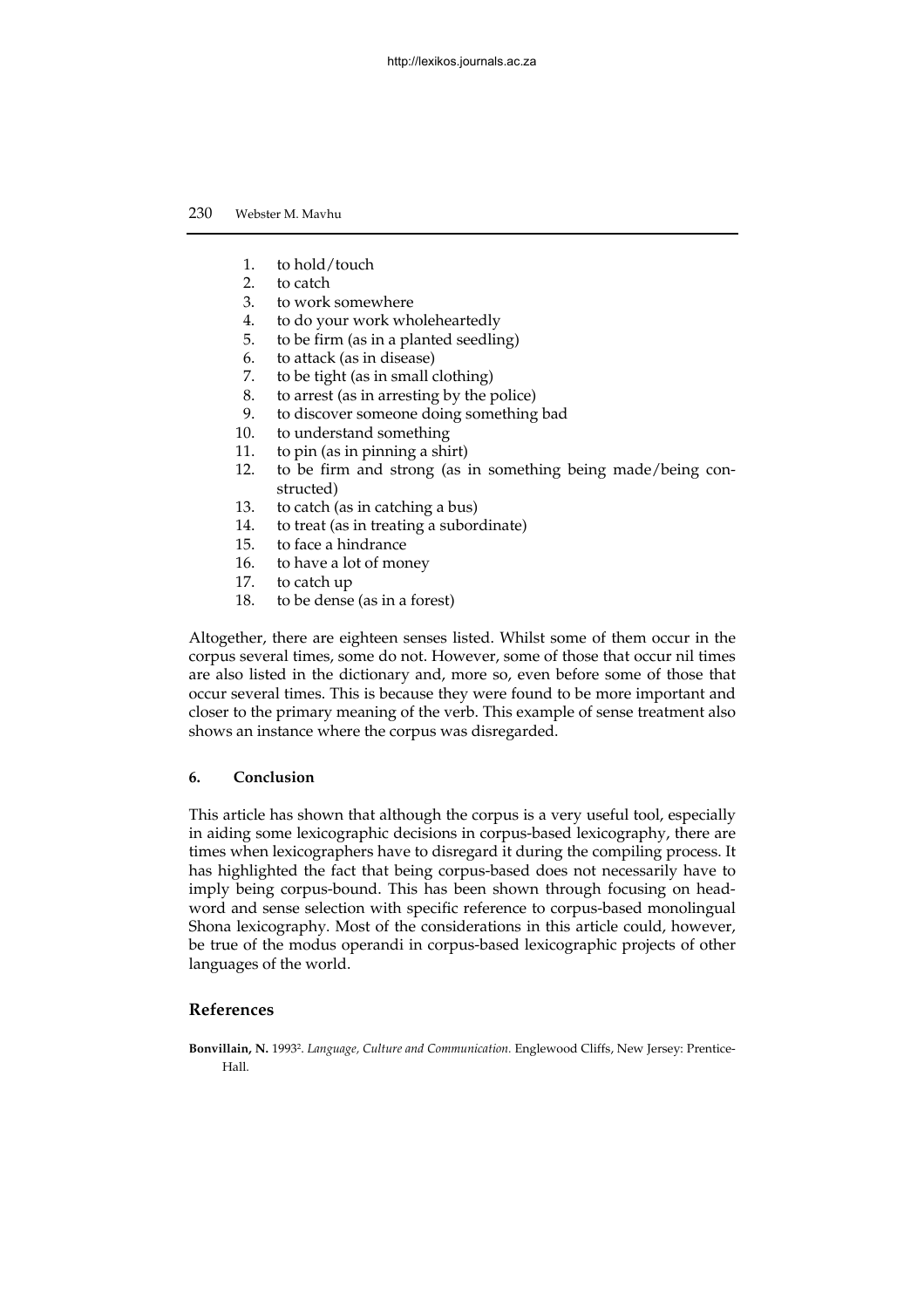1. to hold/touch
2. to catch
3. to work somewhere
4. to do your work wholeheartedly
5. to be firm (as in a planted seedling)
6. to attack (as in disease)
7. to be tight (as in small clothing)
8. to arrest (as in arresting by the police)
9. to discover someone doing something bad
10. to understand something
11. to pin (as in pinning a shirt)
12. to be firm and strong (as in something being made/being constructed)
13. to catch (as in catching a bus)
14. to treat (as in treating a subordinate)
15. to face a hindrance
16. to have a lot of money
17. to catch up
18. to be dense (as in a forest)

Altogether, there are eighteen senses listed. Whilst some of them occur in the corpus several times, some do not. However, some of those that occur nil times are also listed in the dictionary and, more so, even before some of those that occur several times. This is because they were found to be more important and closer to the primary meaning of the verb. This example of sense treatment also shows an instance where the corpus was disregarded.

## 6. Conclusion

This article has shown that although the corpus is a very useful tool, especially in aiding some lexicographic decisions in corpus-based lexicography, there are times when lexicographers have to disregard it during the compiling process. It has highlighted the fact that being corpus-based does not necessarily have to imply being corpus-bound. This has been shown through focusing on headword and sense selection with specific reference to corpus-based monolingual Shona lexicography. Most of the considerations in this article could, however, be true of the modus operandi in corpus-based lexicographic projects of other languages of the world.

## References

**Bonvillain, N.** 1993[2]. *Language, Culture and Communication.* Englewood Cliffs, New Jersey: Prentice-Hall.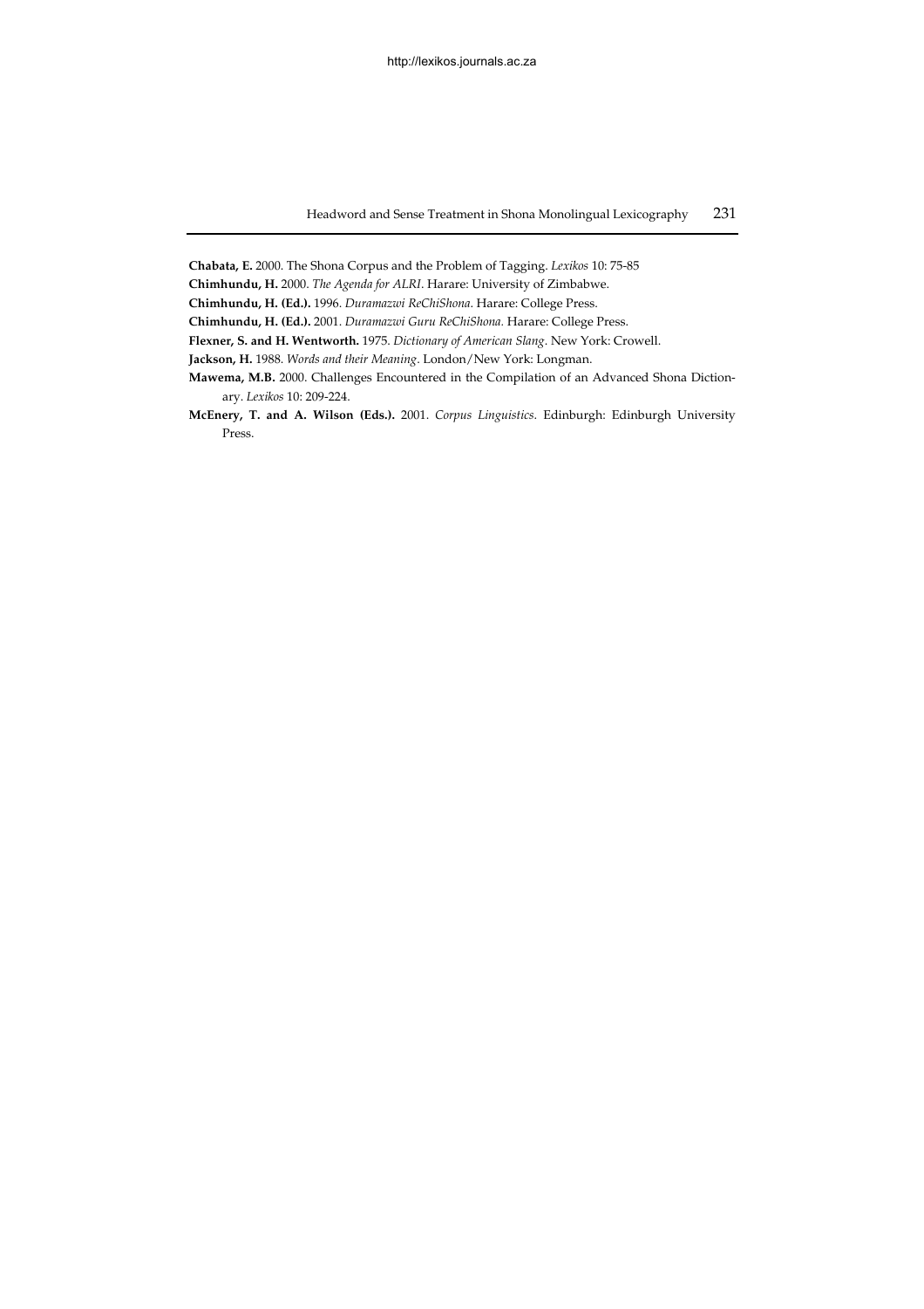**Chabata, E.** 2000. The Shona Corpus and the Problem of Tagging. *Lexikos* 10: 75-85

**Chimhundu, H.** 2000. *The Agenda for ALRI*. Harare: University of Zimbabwe.

**Chimhundu, H. (Ed.).** 1996. *Duramazwi ReChiShona*. Harare: College Press.

**Chimhundu, H. (Ed.).** 2001. *Duramazwi Guru ReChiShona*. Harare: College Press.

**Flexner, S. and H. Wentworth.** 1975. *Dictionary of American Slang*. New York: Crowell.

**Jackson, H.** 1988. *Words and their Meaning*. London/New York: Longman.

**Mawema, M.B.** 2000. Challenges Encountered in the Compilation of an Advanced Shona Dictionary. *Lexikos* 10: 209-224.

**McEnery, T. and A. Wilson (Eds.).** 2001. *Corpus Linguistics*. Edinburgh: Edinburgh University Press.